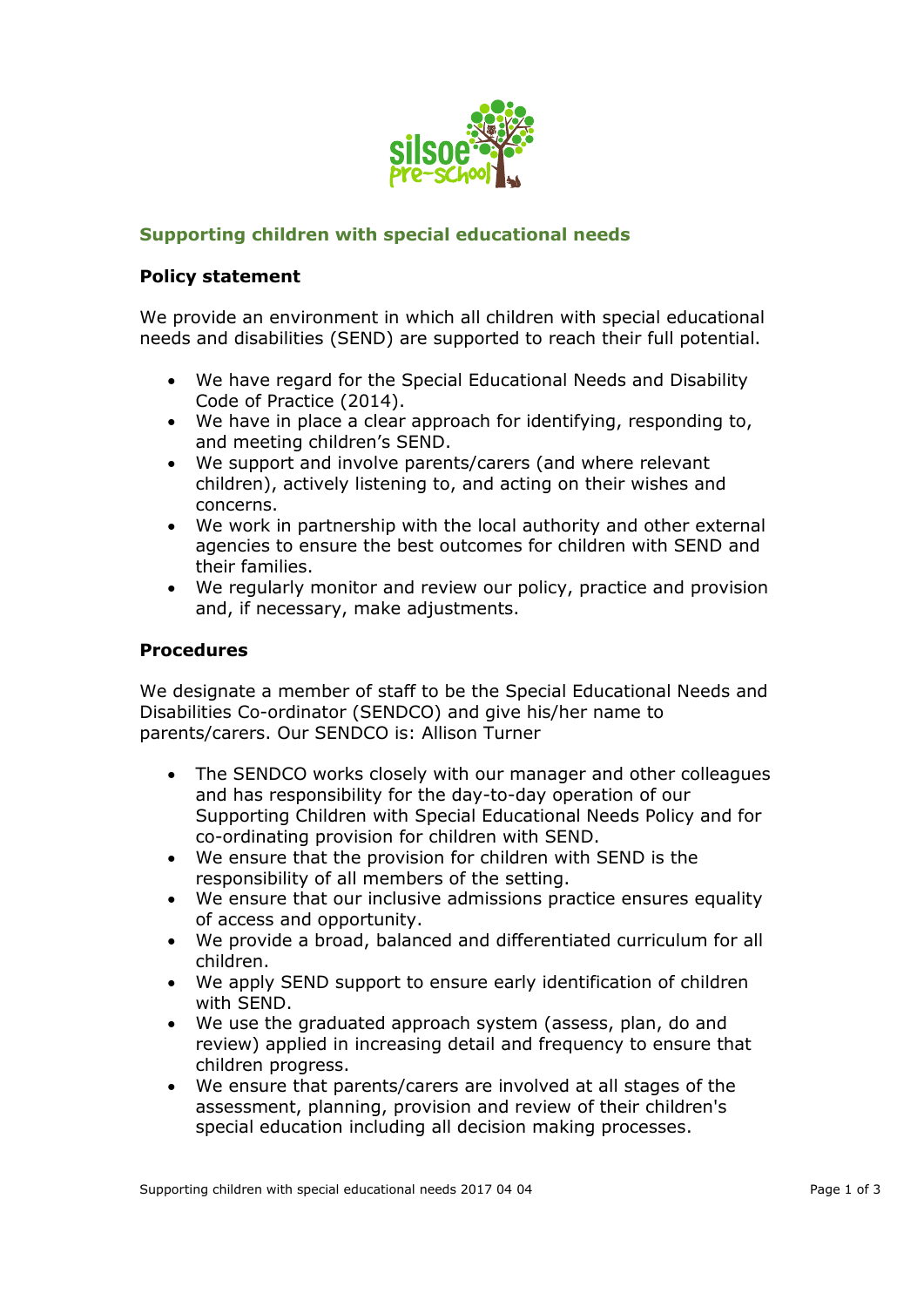## Supporting children with special educational needs

### Policy statement

We provide an environment in which all children with special educational needs and disabilities (SEND) are supported to reach their full potential.

- We have regard for the Special Educational Needs and Disability Code of Practice (2014).
- We have in place a clear approach for identifying, responding to, and meeting children's SEND.
- We support and involve parents/carers (and where relevant children), actively listening to, and acting on their wishes and concerns.
- We work in partnership with the local authority and other external agencies to ensure the best outcomes for children with SEND and their families.
- We regularly monitor and review our policy, practice and provision and, if necessary, make adjustments.

### Procedures

We designate a member of staff to be the Special Educational Needs and Disabilities Co-ordinator (SENDCO) and give his/her name to parents/carers. Our SENDCO is: Allison Turner

- The SENDCO works closely with our manager and other colleagues and has responsibility for the day-to-day operation of our Supporting Children with Special Educational Needs Policy and for co-ordinating provision for children with SEND.
- We ensure that the provision for children with SEND is the responsibility of all members of the setting.
- We ensure that our inclusive admissions practice ensures equality of access and opportunity.
- We provide a broad, balanced and differentiated curriculum for all children.
- We apply SEND support to ensure early identification of children with SEND.
- We use the graduated approach system (assess, plan, do and review) applied in increasing detail and frequency to ensure that children progress.
- We ensure that parents/carers are involved at all stages of the assessment, planning, provision and review of their children's special education including all decision making processes.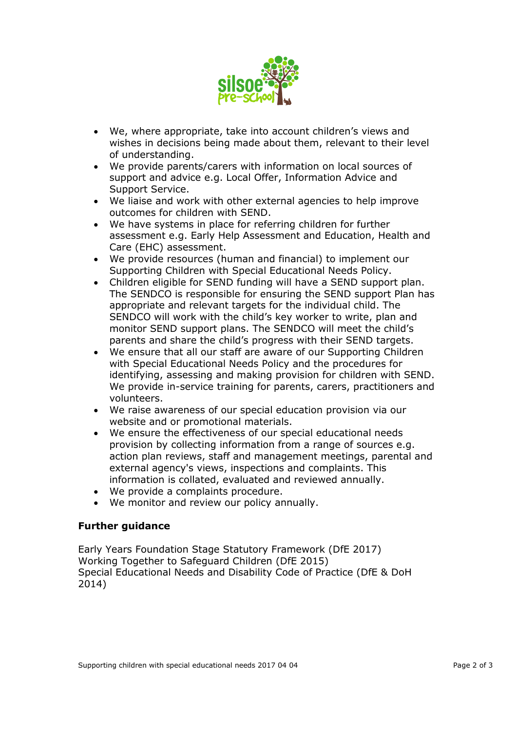- We, where appropriate, take into account children's views and wishes in decisions being made about them, relevant to their level of understanding.
- We provide parents/carers with information on local sources of support and advice e.g. Local Offer, Information Advice and Support Service.
- We liaise and work with other external agencies to help improve outcomes for children with SEND.
- We have systems in place for referring children for further assessment e.g. Early Help Assessment and Education, Health and Care (EHC) assessment.
- We provide resources (human and financial) to implement our Supporting Children with Special Educational Needs Policy.
- Children eligible for SEND funding will have a SEND support plan. The SENDCO is responsible for ensuring the SEND support Plan has appropriate and relevant targets for the individual child. The SENDCO will work with the child's key worker to write, plan and monitor SEND support plans. The SENDCO will meet the child's parents and share the child's progress with their SEND targets.
- We ensure that all our staff are aware of our Supporting Children with Special Educational Needs Policy and the procedures for identifying, assessing and making provision for children with SEND. We provide in-service training for parents, carers, practitioners and volunteers.
- We raise awareness of our special education provision via our website and or promotional materials.
- We ensure the effectiveness of our special educational needs provision by collecting information from a range of sources e.g. action plan reviews, staff and management meetings, parental and external agency's views, inspections and complaints. This information is collated, evaluated and reviewed annually.
- We provide a complaints procedure.
- We monitor and review our policy annually.

**Further guidance**

Early Years Foundation Stage Statutory Framework (DfE 2017)
Working Together to Safeguard Children (DfE 2015)
Special Educational Needs and Disability Code of Practice (DfE & DoH 2014)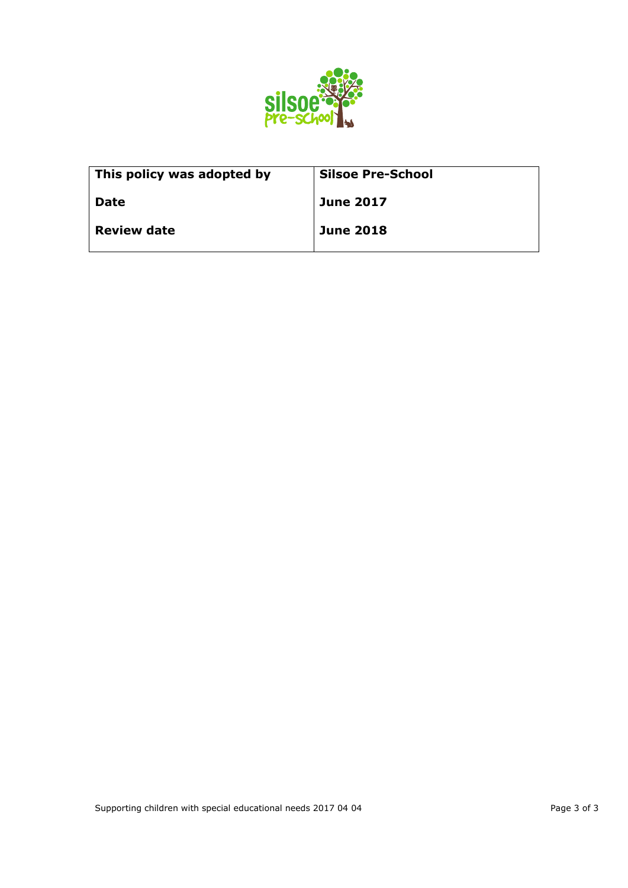| | |
|---|---|
| **This policy was adopted by** | **Silsoe Pre-School** |
| **Date** | **June 2017** |
| **Review date** | **June 2018** |